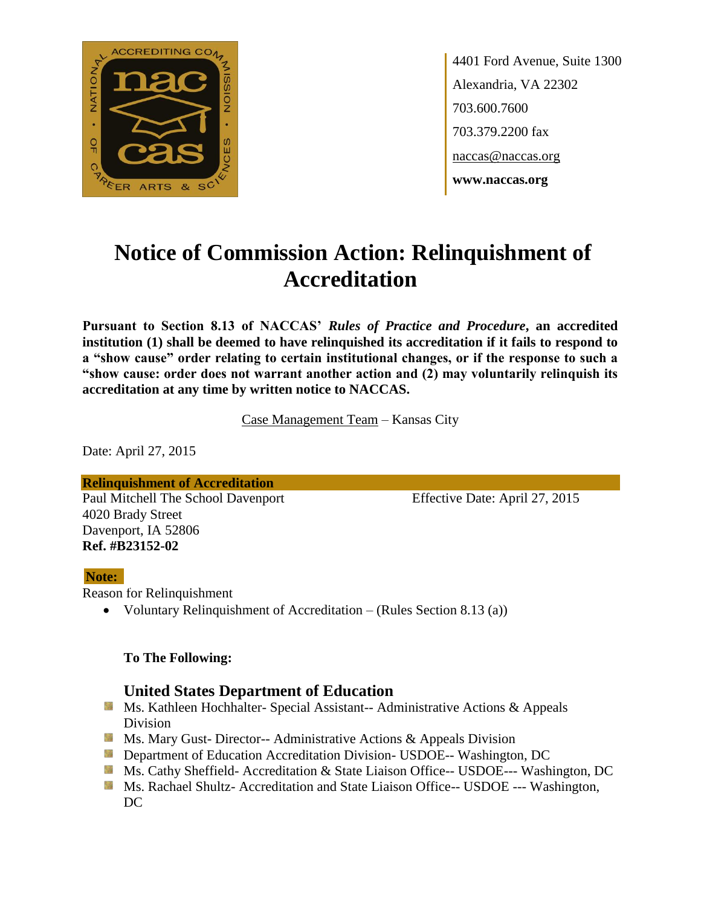4401 Ford Avenue, Suite 1300
Alexandria, VA 22302
703.600.7600
703.379.2200 fax
naccas@naccas.org
**www.naccas.org**

# Notice of Commission Action: Relinquishment of Accreditation

**Pursuant to Section 8.13 of NACCAS' *Rules of Practice and Procedure*, an accredited institution (1) shall be deemed to have relinquished its accreditation if it fails to respond to a "show cause" order relating to certain institutional changes, or if the response to such a "show cause: order does not warrant another action and (2) may voluntarily relinquish its accreditation at any time by written notice to NACCAS.**

Case Management Team – Kansas City

Date: April 27, 2015

**Relinquishment of Accreditation**

Paul Mitchell The School Davenport
4020 Brady Street
Davenport, IA 52806
**Ref. #B23152-02**

Effective Date: April 27, 2015

**Note:**

Reason for Relinquishment

- Voluntary Relinquishment of Accreditation – (Rules Section 8.13 (a))

**To The Following:**

### United States Department of Education

- Ms. Kathleen Hochhalter- Special Assistant-- Administrative Actions & Appeals Division
- Ms. Mary Gust- Director-- Administrative Actions & Appeals Division
- Department of Education Accreditation Division- USDOE-- Washington, DC
- Ms. Cathy Sheffield- Accreditation & State Liaison Office-- USDOE--- Washington, DC
- Ms. Rachael Shultz- Accreditation and State Liaison Office-- USDOE --- Washington, DC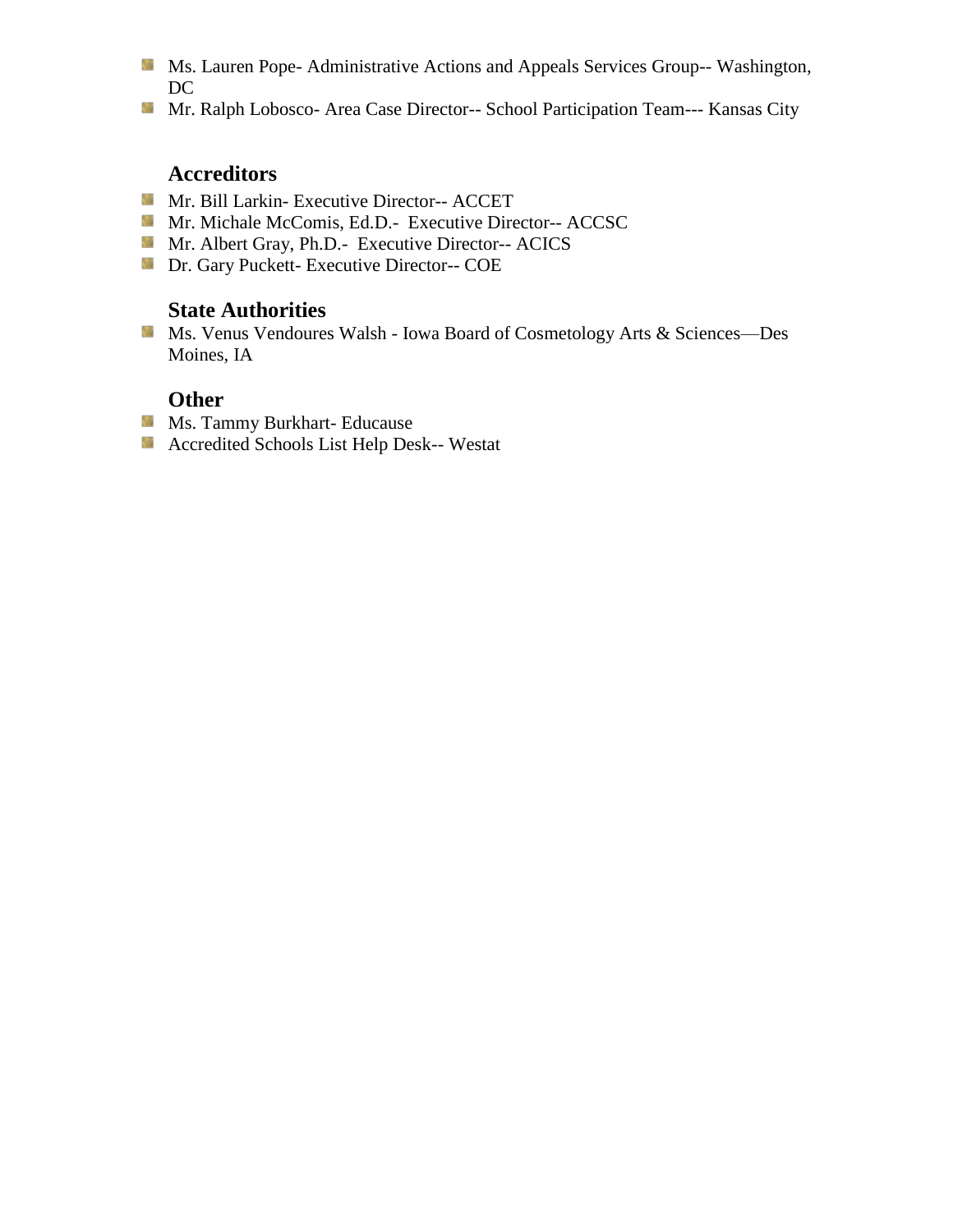- Ms. Lauren Pope- Administrative Actions and Appeals Services Group-- Washington, DC
- Mr. Ralph Lobosco- Area Case Director-- School Participation Team--- Kansas City

### Accreditors

- Mr. Bill Larkin- Executive Director-- ACCET
- Mr. Michale McComis, Ed.D.- Executive Director-- ACCSC
- Mr. Albert Gray, Ph.D.- Executive Director-- ACICS
- Dr. Gary Puckett- Executive Director-- COE

### State Authorities

- Ms. Venus Vendoures Walsh - Iowa Board of Cosmetology Arts & Sciences—Des Moines, IA

### Other

- Ms. Tammy Burkhart- Educause
- Accredited Schools List Help Desk-- Westat